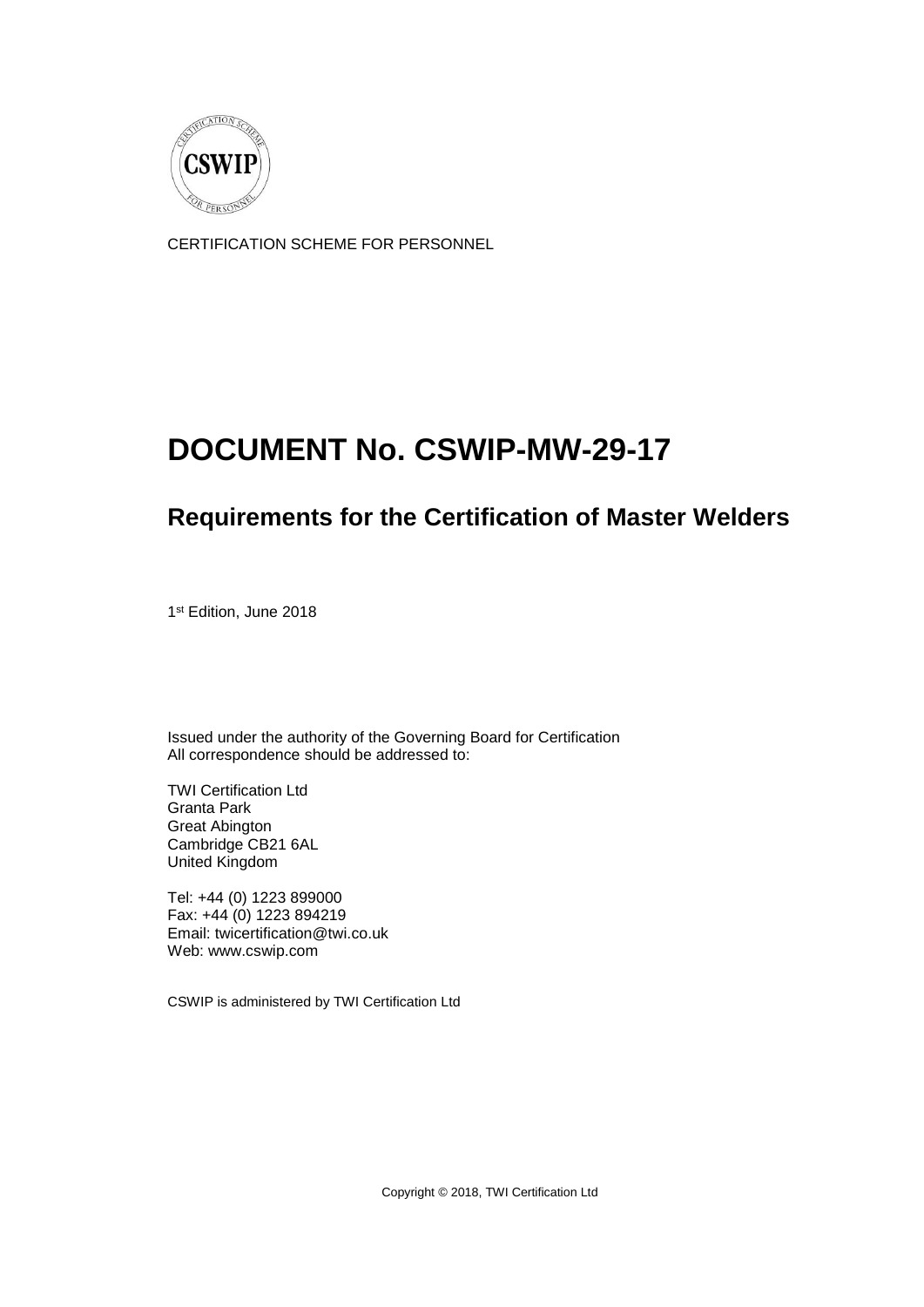CERTIFICATION SCHEME FOR PERSONNEL

# DOCUMENT No. CSWIP-MW-29-17

## Requirements for the Certification of Master Welders

1st Edition, June 2018

Issued under the authority of the Governing Board for Certification
All correspondence should be addressed to:

TWI Certification Ltd
Granta Park
Great Abington
Cambridge CB21 6AL
United Kingdom

Tel: +44 (0) 1223 899000
Fax: +44 (0) 1223 894219
Email: twicertification@twi.co.uk
Web: www.cswip.com

CSWIP is administered by TWI Certification Ltd

Copyright © 2018, TWI Certification Ltd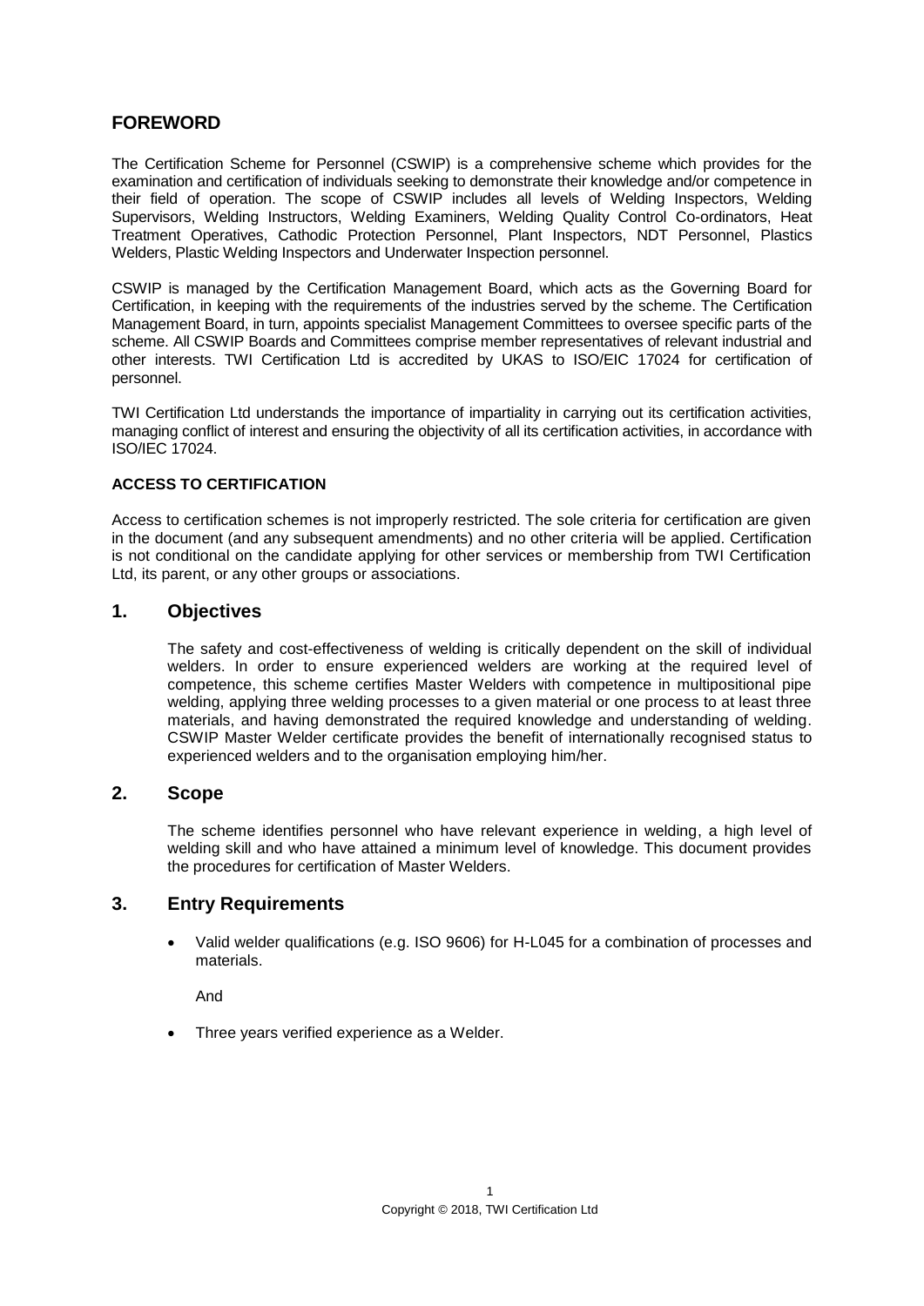## FOREWORD

The Certification Scheme for Personnel (CSWIP) is a comprehensive scheme which provides for the examination and certification of individuals seeking to demonstrate their knowledge and/or competence in their field of operation. The scope of CSWIP includes all levels of Welding Inspectors, Welding Supervisors, Welding Instructors, Welding Examiners, Welding Quality Control Co-ordinators, Heat Treatment Operatives, Cathodic Protection Personnel, Plant Inspectors, NDT Personnel, Plastics Welders, Plastic Welding Inspectors and Underwater Inspection personnel.

CSWIP is managed by the Certification Management Board, which acts as the Governing Board for Certification, in keeping with the requirements of the industries served by the scheme. The Certification Management Board, in turn, appoints specialist Management Committees to oversee specific parts of the scheme. All CSWIP Boards and Committees comprise member representatives of relevant industrial and other interests. TWI Certification Ltd is accredited by UKAS to ISO/EIC 17024 for certification of personnel.

TWI Certification Ltd understands the importance of impartiality in carrying out its certification activities, managing conflict of interest and ensuring the objectivity of all its certification activities, in accordance with ISO/IEC 17024.

### ACCESS TO CERTIFICATION

Access to certification schemes is not improperly restricted. The sole criteria for certification are given in the document (and any subsequent amendments) and no other criteria will be applied. Certification is not conditional on the candidate applying for other services or membership from TWI Certification Ltd, its parent, or any other groups or associations.

## 1. Objectives

The safety and cost-effectiveness of welding is critically dependent on the skill of individual welders. In order to ensure experienced welders are working at the required level of competence, this scheme certifies Master Welders with competence in multipositional pipe welding, applying three welding processes to a given material or one process to at least three materials, and having demonstrated the required knowledge and understanding of welding. CSWIP Master Welder certificate provides the benefit of internationally recognised status to experienced welders and to the organisation employing him/her.

## 2. Scope

The scheme identifies personnel who have relevant experience in welding, a high level of welding skill and who have attained a minimum level of knowledge. This document provides the procedures for certification of Master Welders.

## 3. Entry Requirements

- Valid welder qualifications (e.g. ISO 9606) for H-L045 for a combination of processes and materials.

  And

- Three years verified experience as a Welder.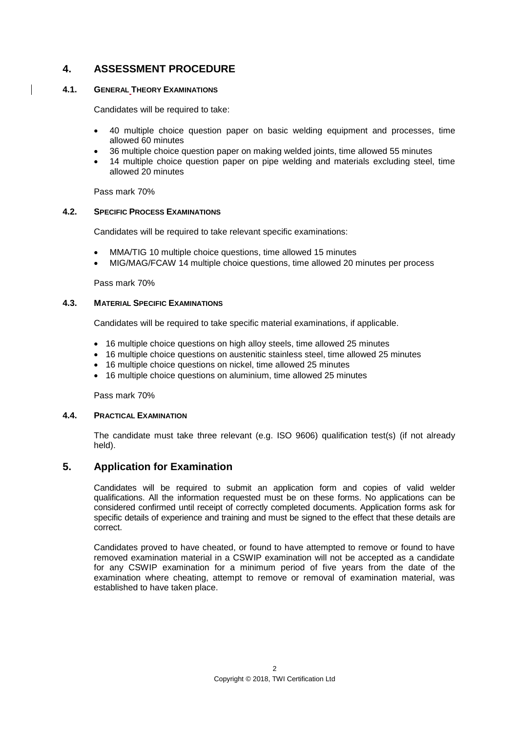## 4. ASSESSMENT PROCEDURE

### 4.1. GENERAL THEORY EXAMINATIONS

Candidates will be required to take:

- 40 multiple choice question paper on basic welding equipment and processes, time allowed 60 minutes
- 36 multiple choice question paper on making welded joints, time allowed 55 minutes
- 14 multiple choice question paper on pipe welding and materials excluding steel, time allowed 20 minutes

Pass mark 70%

### 4.2. SPECIFIC PROCESS EXAMINATIONS

Candidates will be required to take relevant specific examinations:

- MMA/TIG 10 multiple choice questions, time allowed 15 minutes
- MIG/MAG/FCAW 14 multiple choice questions, time allowed 20 minutes per process

Pass mark 70%

### 4.3. MATERIAL SPECIFIC EXAMINATIONS

Candidates will be required to take specific material examinations, if applicable.

- 16 multiple choice questions on high alloy steels, time allowed 25 minutes
- 16 multiple choice questions on austenitic stainless steel, time allowed 25 minutes
- 16 multiple choice questions on nickel, time allowed 25 minutes
- 16 multiple choice questions on aluminium, time allowed 25 minutes

Pass mark 70%

### 4.4. PRACTICAL EXAMINATION

The candidate must take three relevant (e.g. ISO 9606) qualification test(s) (if not already held).

## 5. Application for Examination

Candidates will be required to submit an application form and copies of valid welder qualifications. All the information requested must be on these forms. No applications can be considered confirmed until receipt of correctly completed documents. Application forms ask for specific details of experience and training and must be signed to the effect that these details are correct.

Candidates proved to have cheated, or found to have attempted to remove or found to have removed examination material in a CSWIP examination will not be accepted as a candidate for any CSWIP examination for a minimum period of five years from the date of the examination where cheating, attempt to remove or removal of examination material, was established to have taken place.

Copyright © 2018, TWI Certification Ltd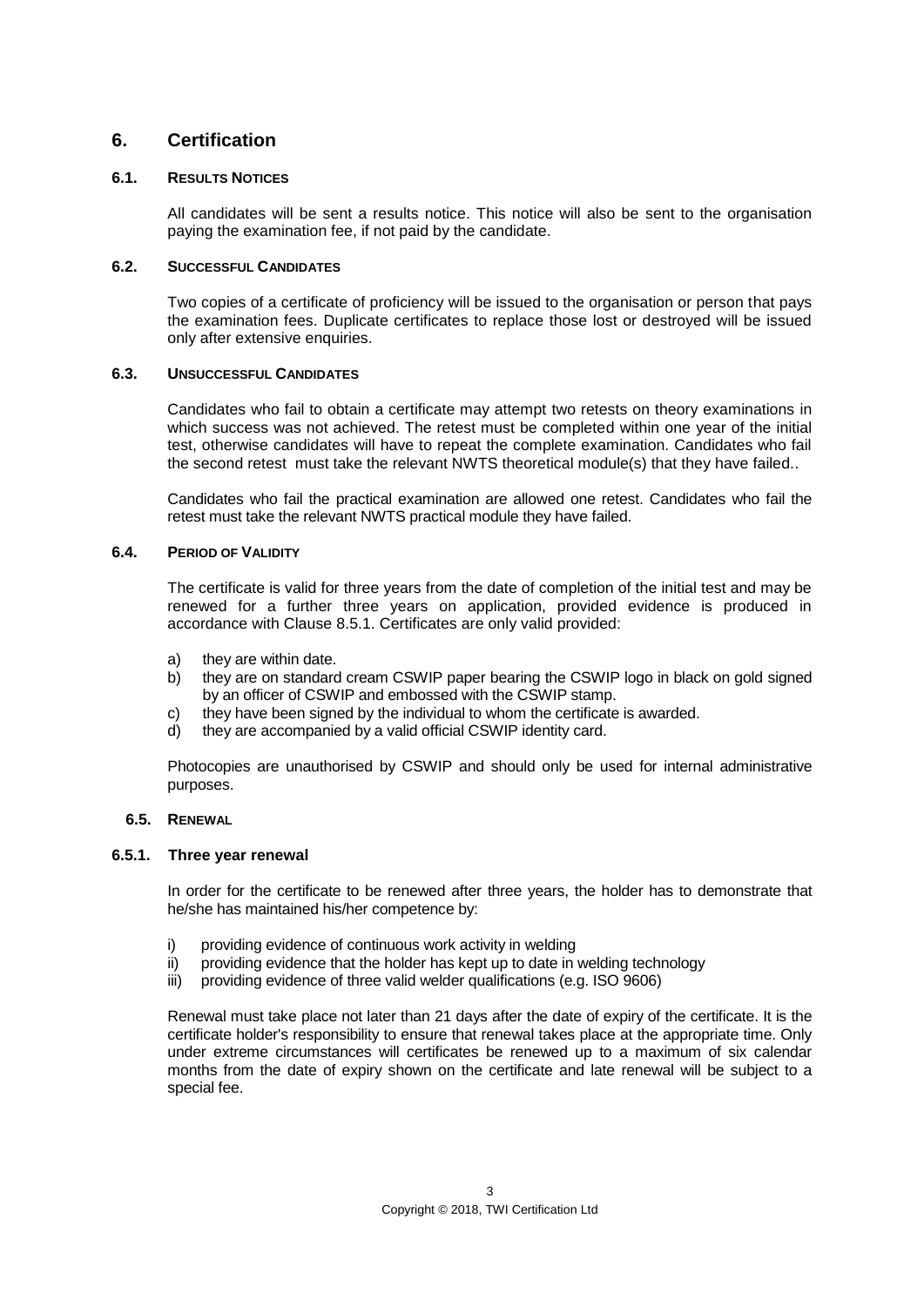# 6. Certification

## 6.1. RESULTS NOTICES

All candidates will be sent a results notice. This notice will also be sent to the organisation paying the examination fee, if not paid by the candidate.

## 6.2. SUCCESSFUL CANDIDATES

Two copies of a certificate of proficiency will be issued to the organisation or person that pays the examination fees. Duplicate certificates to replace those lost or destroyed will be issued only after extensive enquiries.

## 6.3. UNSUCCESSFUL CANDIDATES

Candidates who fail to obtain a certificate may attempt two retests on theory examinations in which success was not achieved. The retest must be completed within one year of the initial test, otherwise candidates will have to repeat the complete examination. Candidates who fail the second retest must take the relevant NWTS theoretical module(s) that they have failed..

Candidates who fail the practical examination are allowed one retest. Candidates who fail the retest must take the relevant NWTS practical module they have failed.

## 6.4. PERIOD OF VALIDITY

The certificate is valid for three years from the date of completion of the initial test and may be renewed for a further three years on application, provided evidence is produced in accordance with Clause 8.5.1. Certificates are only valid provided:

a) they are within date.
b) they are on standard cream CSWIP paper bearing the CSWIP logo in black on gold signed by an officer of CSWIP and embossed with the CSWIP stamp.
c) they have been signed by the individual to whom the certificate is awarded.
d) they are accompanied by a valid official CSWIP identity card.

Photocopies are unauthorised by CSWIP and should only be used for internal administrative purposes.

## 6.5. RENEWAL

### 6.5.1. Three year renewal

In order for the certificate to be renewed after three years, the holder has to demonstrate that he/she has maintained his/her competence by:

i) providing evidence of continuous work activity in welding
ii) providing evidence that the holder has kept up to date in welding technology
iii) providing evidence of three valid welder qualifications (e.g. ISO 9606)

Renewal must take place not later than 21 days after the date of expiry of the certificate. It is the certificate holder's responsibility to ensure that renewal takes place at the appropriate time. Only under extreme circumstances will certificates be renewed up to a maximum of six calendar months from the date of expiry shown on the certificate and late renewal will be subject to a special fee.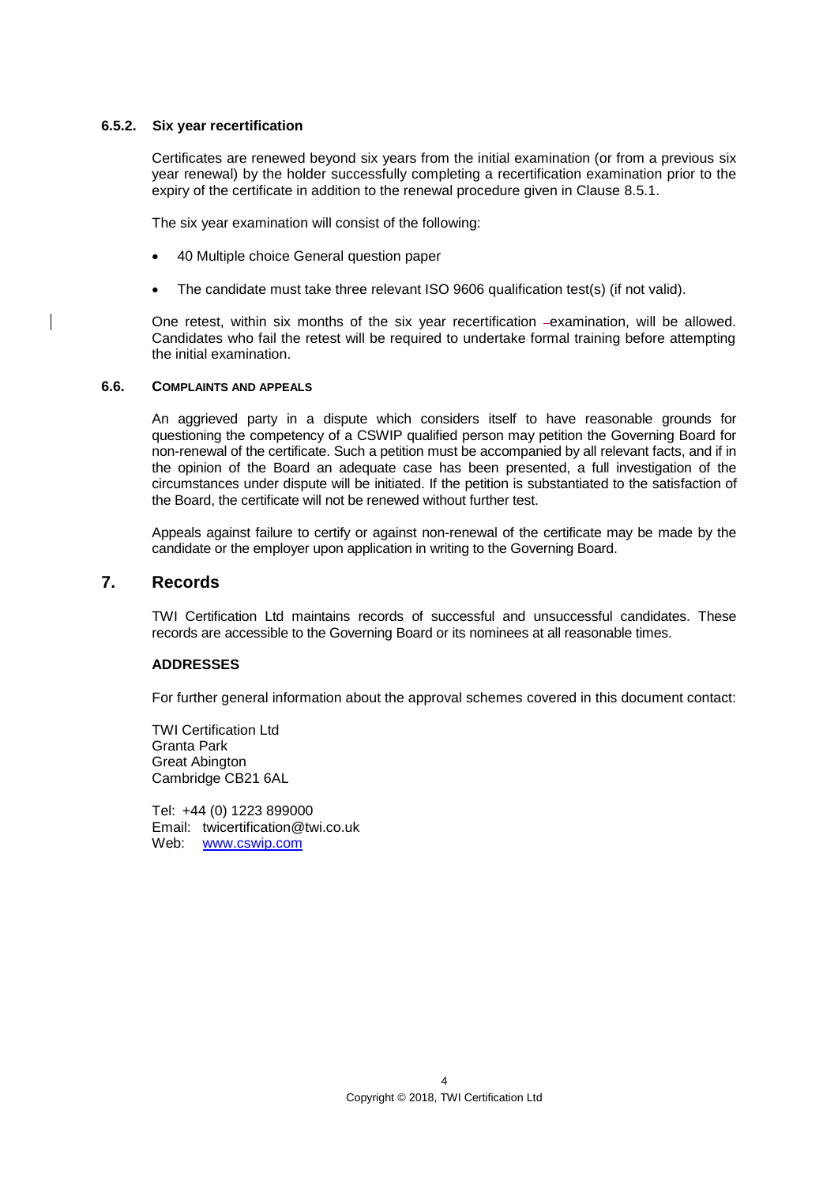#### 6.5.2. Six year recertification

Certificates are renewed beyond six years from the initial examination (or from a previous six year renewal) by the holder successfully completing a recertification examination prior to the expiry of the certificate in addition to the renewal procedure given in Clause 8.5.1.

The six year examination will consist of the following:

- 40 Multiple choice General question paper
- The candidate must take three relevant ISO 9606 qualification test(s) (if not valid).

One retest, within six months of the six year recertification examination, will be allowed. Candidates who fail the retest will be required to undertake formal training before attempting the initial examination.

### 6.6. COMPLAINTS AND APPEALS

An aggrieved party in a dispute which considers itself to have reasonable grounds for questioning the competency of a CSWIP qualified person may petition the Governing Board for non-renewal of the certificate. Such a petition must be accompanied by all relevant facts, and if in the opinion of the Board an adequate case has been presented, a full investigation of the circumstances under dispute will be initiated. If the petition is substantiated to the satisfaction of the Board, the certificate will not be renewed without further test.

Appeals against failure to certify or against non-renewal of the certificate may be made by the candidate or the employer upon application in writing to the Governing Board.

## 7. Records

TWI Certification Ltd maintains records of successful and unsuccessful candidates. These records are accessible to the Governing Board or its nominees at all reasonable times.

**ADDRESSES**

For further general information about the approval schemes covered in this document contact:

TWI Certification Ltd  
Granta Park  
Great Abington  
Cambridge CB21 6AL

Tel: +44 (0) 1223 899000  
Email: twicertification@twi.co.uk  
Web: [www.cswip.com](http://www.cswip.com)

Copyright © 2018, TWI Certification Ltd